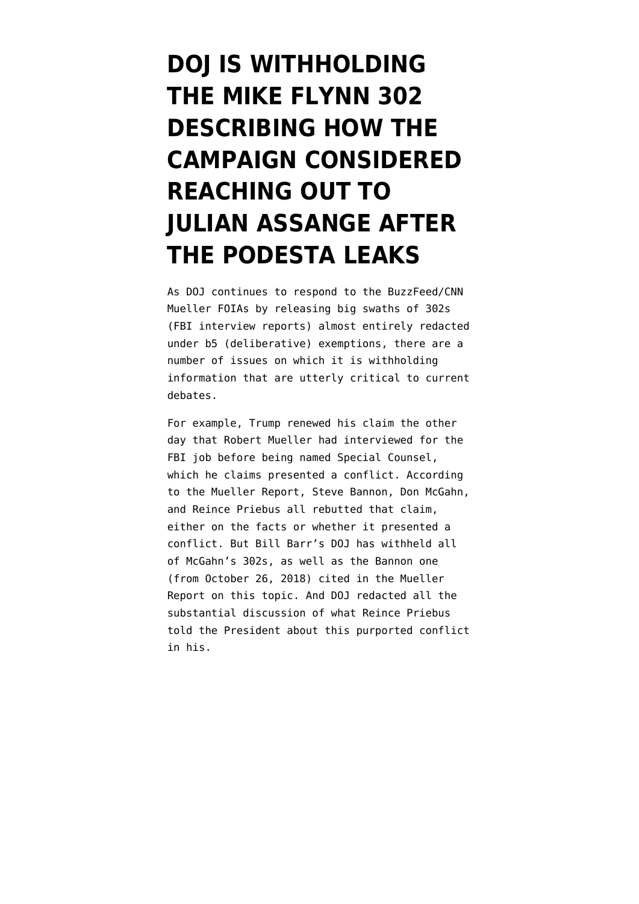# DOJ IS WITHHOLDING THE MIKE FLYNN 302 DESCRIBING HOW THE CAMPAIGN CONSIDERED REACHING OUT TO JULIAN ASSANGE AFTER THE PODESTA LEAKS

As DOJ continues to respond to the BuzzFeed/CNN Mueller FOIAs by releasing big swaths of 302s (FBI interview reports) almost entirely redacted under b5 (deliberative) exemptions, there are a number of issues on which it is withholding information that are utterly critical to current debates.

For example, Trump renewed his claim the other day that Robert Mueller had interviewed for the FBI job before being named Special Counsel, which he claims presented a conflict. According to the Mueller Report, Steve Bannon, Don McGahn, and Reince Priebus all rebutted that claim, either on the facts or whether it presented a conflict. But Bill Barr's DOJ has withheld all of McGahn's 302s, as well as the Bannon one (from October 26, 2018) cited in the Mueller Report on this topic. And DOJ redacted all the substantial discussion of what Reince Priebus told the President about this purported conflict in his.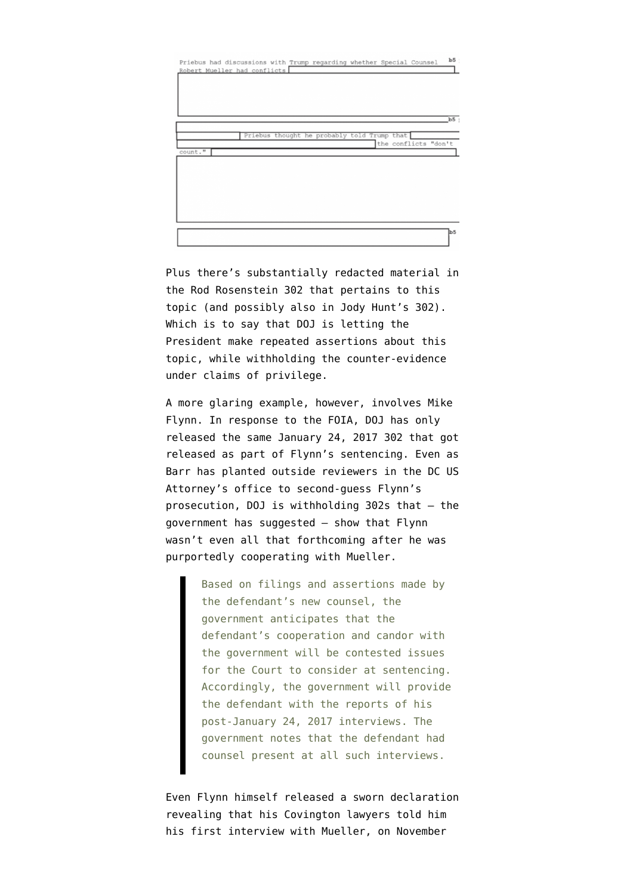Priebus had discussions with Trump regarding whether Special Counsel Robert Mueller had conflicts [b5]

[b5]

Priebus thought he probably told Trump that [b5] the conflicts "don't count." [b5]

[b5]

Plus there's substantially redacted material in the Rod Rosenstein 302 that pertains to this topic (and possibly also in Jody Hunt's 302). Which is to say that DOJ is letting the President make repeated assertions about this topic, while withholding the counter-evidence under claims of privilege.

A more glaring example, however, involves Mike Flynn. In response to the FOIA, DOJ has only released the same January 24, 2017 302 that got released as part of Flynn's sentencing. Even as Barr has planted outside reviewers in the DC US Attorney's office to second-guess Flynn's prosecution, DOJ is withholding 302s that – the government has suggested – show that Flynn wasn't even all that forthcoming after he was purportedly cooperating with Mueller.

> Based on filings and assertions made by the defendant's new counsel, the government anticipates that the defendant's cooperation and candor with the government will be contested issues for the Court to consider at sentencing. Accordingly, the government will provide the defendant with the reports of his post-January 24, 2017 interviews. The government notes that the defendant had counsel present at all such interviews.

Even Flynn himself released a sworn declaration revealing that his Covington lawyers told him his first interview with Mueller, on November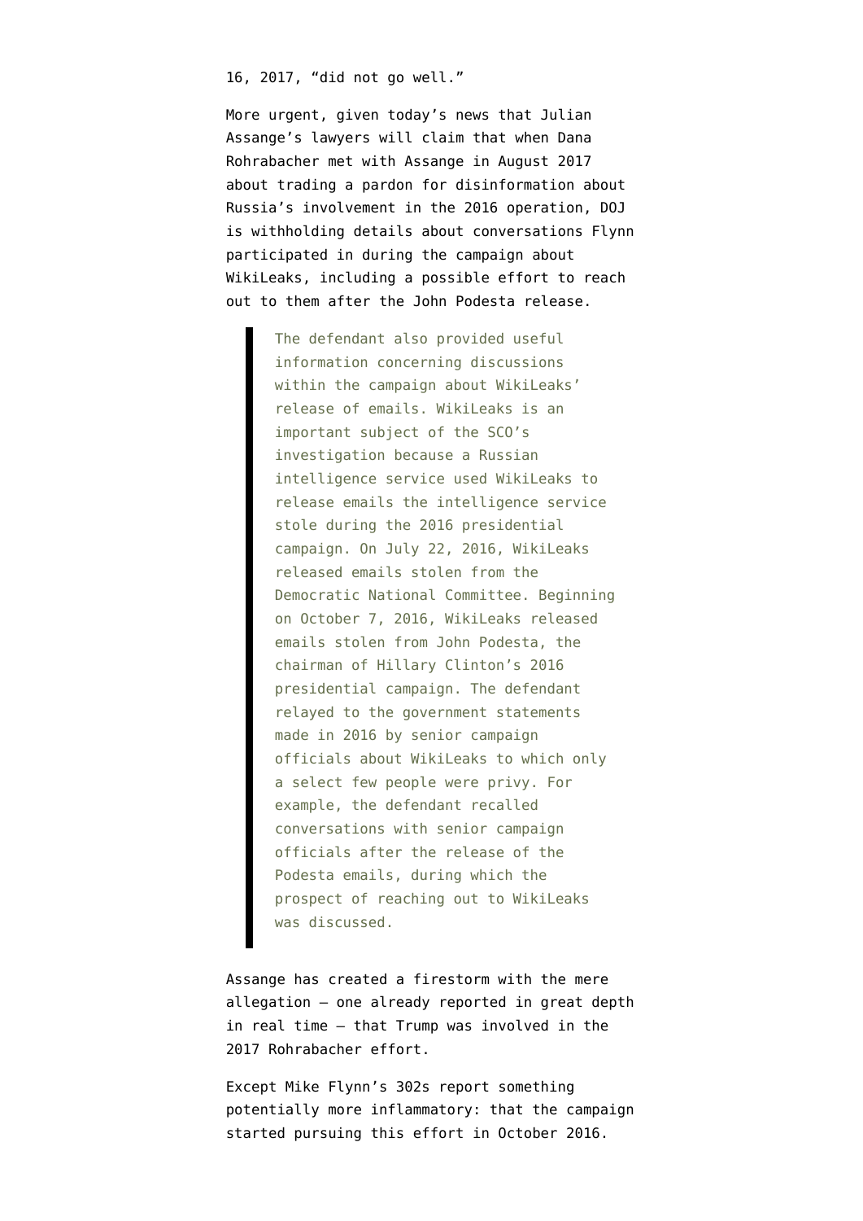16, 2017, "did not go well."

More urgent, given today's news that Julian Assange's lawyers will claim that when Dana Rohrabacher met with Assange in August 2017 about trading a pardon for disinformation about Russia's involvement in the 2016 operation, DOJ is withholding details about conversations Flynn participated in during the campaign about WikiLeaks, including a possible effort to reach out to them after the John Podesta release.

> The defendant also provided useful information concerning discussions within the campaign about WikiLeaks' release of emails. WikiLeaks is an important subject of the SCO's investigation because a Russian intelligence service used WikiLeaks to release emails the intelligence service stole during the 2016 presidential campaign. On July 22, 2016, WikiLeaks released emails stolen from the Democratic National Committee. Beginning on October 7, 2016, WikiLeaks released emails stolen from John Podesta, the chairman of Hillary Clinton's 2016 presidential campaign. The defendant relayed to the government statements made in 2016 by senior campaign officials about WikiLeaks to which only a select few people were privy. For example, the defendant recalled conversations with senior campaign officials after the release of the Podesta emails, during which the prospect of reaching out to WikiLeaks was discussed.

Assange has created a firestorm with the mere allegation — one already reported in great depth in real time — that Trump was involved in the 2017 Rohrabacher effort.

Except Mike Flynn's 302s report something potentially more inflammatory: that the campaign started pursuing this effort in October 2016.